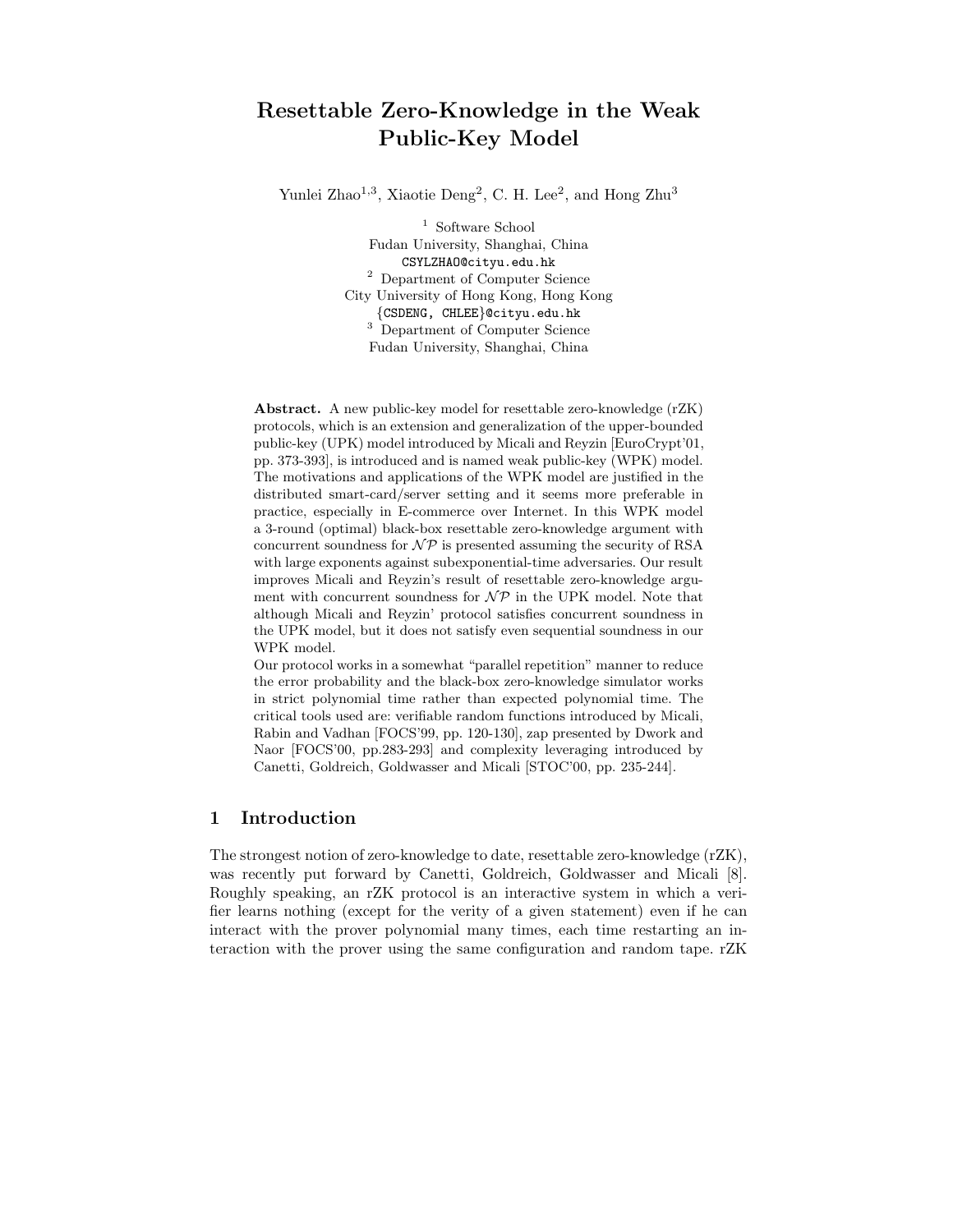# Resettable Zero-Knowledge in the Weak Public-Key Model

Yunlei Zhao[1,3], Xiaotie Deng[2], C. H. Lee[2], and Hong Zhu[3]

[1] Software School
Fudan University, Shanghai, China
CSYLZHAO@cityu.edu.hk

[2] Department of Computer Science
City University of Hong Kong, Hong Kong
{CSDENG, CHLEE}@cityu.edu.hk

[3] Department of Computer Science
Fudan University, Shanghai, China

**Abstract.** A new public-key model for resettable zero-knowledge (rZK) protocols, which is an extension and generalization of the upper-bounded public-key (UPK) model introduced by Micali and Reyzin [EuroCrypt'01, pp. 373-393], is introduced and is named weak public-key (WPK) model. The motivations and applications of the WPK model are justified in the distributed smart-card/server setting and it seems more preferable in practice, especially in E-commerce over Internet. In this WPK model a 3-round (optimal) black-box resettable zero-knowledge argument with concurrent soundness for $\mathcal{NP}$ is presented assuming the security of RSA with large exponents against subexponential-time adversaries. Our result improves Micali and Reyzin's result of resettable zero-knowledge argument with concurrent soundness for $\mathcal{NP}$ in the UPK model. Note that although Micali and Reyzin' protocol satisfies concurrent soundness in the UPK model, but it does not satisfy even sequential soundness in our WPK model.

Our protocol works in a somewhat "parallel repetition" manner to reduce the error probability and the black-box zero-knowledge simulator works in strict polynomial time rather than expected polynomial time. The critical tools used are: verifiable random functions introduced by Micali, Rabin and Vadhan [FOCS'99, pp. 120-130], zap presented by Dwork and Naor [FOCS'00, pp.283-293] and complexity leveraging introduced by Canetti, Goldreich, Goldwasser and Micali [STOC'00, pp. 235-244].

## 1 Introduction

The strongest notion of zero-knowledge to date, resettable zero-knowledge (rZK), was recently put forward by Canetti, Goldreich, Goldwasser and Micali [8]. Roughly speaking, an rZK protocol is an interactive system in which a verifier learns nothing (except for the verity of a given statement) even if he can interact with the prover polynomial many times, each time restarting an interaction with the prover using the same configuration and random tape. rZK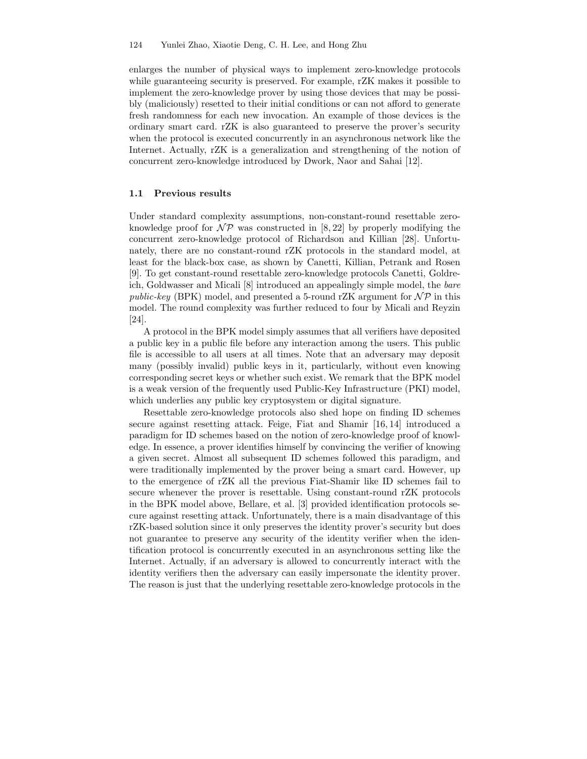enlarges the number of physical ways to implement zero-knowledge protocols while guaranteeing security is preserved. For example, rZK makes it possible to implement the zero-knowledge prover by using those devices that may be possibly (maliciously) resetted to their initial conditions or can not afford to generate fresh randomness for each new invocation. An example of those devices is the ordinary smart card. rZK is also guaranteed to preserve the prover's security when the protocol is executed concurrently in an asynchronous network like the Internet. Actually, rZK is a generalization and strengthening of the notion of concurrent zero-knowledge introduced by Dwork, Naor and Sahai [12].

### 1.1 Previous results

Under standard complexity assumptions, non-constant-round resettable zero-knowledge proof for $\mathcal{NP}$ was constructed in [8, 22] by properly modifying the concurrent zero-knowledge protocol of Richardson and Killian [28]. Unfortunately, there are no constant-round rZK protocols in the standard model, at least for the black-box case, as shown by Canetti, Killian, Petrank and Rosen [9]. To get constant-round resettable zero-knowledge protocols Canetti, Goldreich, Goldwasser and Micali [8] introduced an appealingly simple model, the *bare public-key* (BPK) model, and presented a 5-round rZK argument for $\mathcal{NP}$ in this model. The round complexity was further reduced to four by Micali and Reyzin [24].

A protocol in the BPK model simply assumes that all verifiers have deposited a public key in a public file before any interaction among the users. This public file is accessible to all users at all times. Note that an adversary may deposit many (possibly invalid) public keys in it, particularly, without even knowing corresponding secret keys or whether such exist. We remark that the BPK model is a weak version of the frequently used Public-Key Infrastructure (PKI) model, which underlies any public key cryptosystem or digital signature.

Resettable zero-knowledge protocols also shed hope on finding ID schemes secure against resetting attack. Feige, Fiat and Shamir [16, 14] introduced a paradigm for ID schemes based on the notion of zero-knowledge proof of knowledge. In essence, a prover identifies himself by convincing the verifier of knowing a given secret. Almost all subsequent ID schemes followed this paradigm, and were traditionally implemented by the prover being a smart card. However, up to the emergence of rZK all the previous Fiat-Shamir like ID schemes fail to secure whenever the prover is resettable. Using constant-round rZK protocols in the BPK model above, Bellare, et al. [3] provided identification protocols secure against resetting attack. Unfortunately, there is a main disadvantage of this rZK-based solution since it only preserves the identity prover's security but does not guarantee to preserve any security of the identity verifier when the identification protocol is concurrently executed in an asynchronous setting like the Internet. Actually, if an adversary is allowed to concurrently interact with the identity verifiers then the adversary can easily impersonate the identity prover. The reason is just that the underlying resettable zero-knowledge protocols in the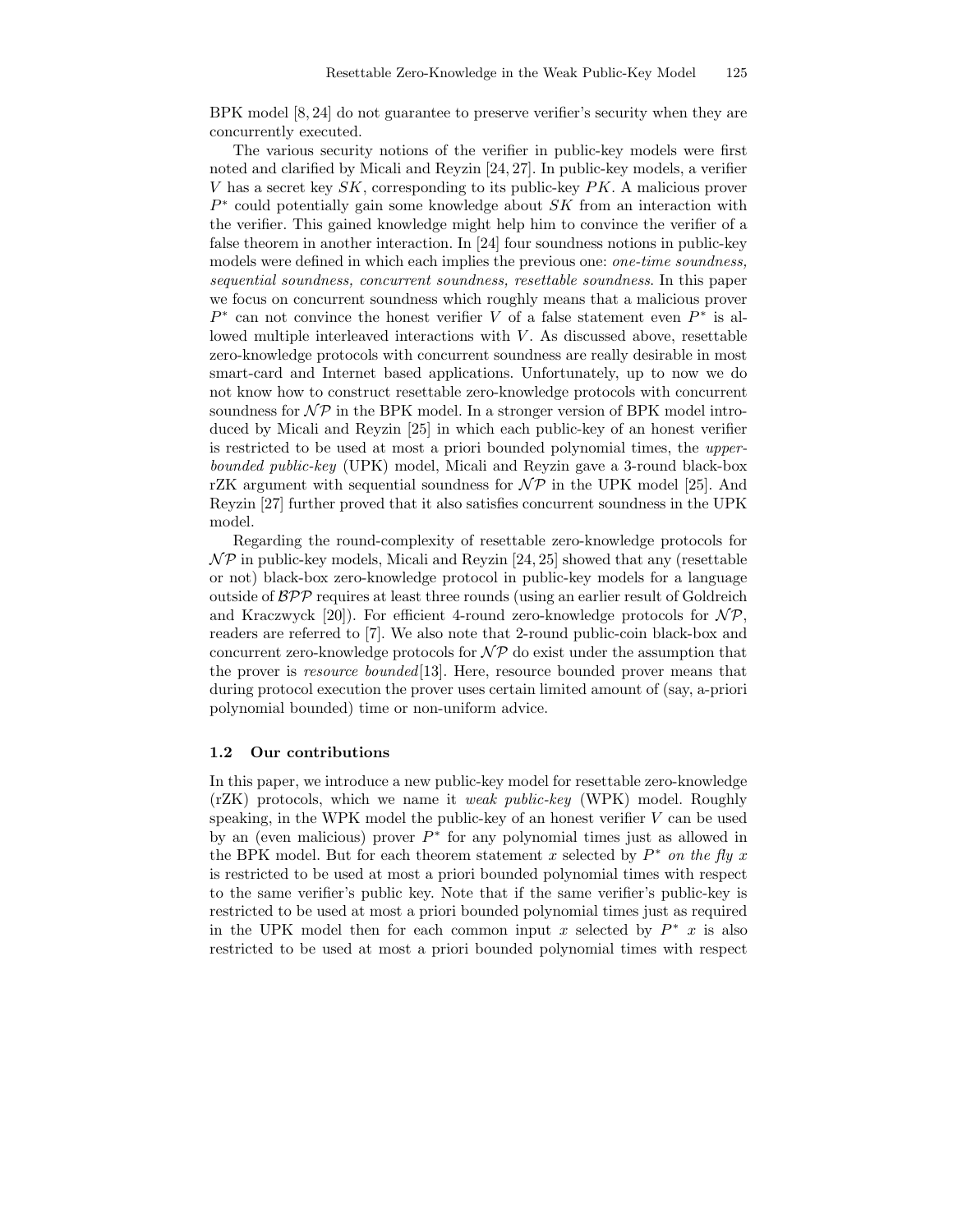BPK model [8, 24] do not guarantee to preserve verifier's security when they are concurrently executed.

The various security notions of the verifier in public-key models were first noted and clarified by Micali and Reyzin [24, 27]. In public-key models, a verifier $V$ has a secret key $SK$, corresponding to its public-key $PK$. A malicious prover $P^*$ could potentially gain some knowledge about $SK$ from an interaction with the verifier. This gained knowledge might help him to convince the verifier of a false theorem in another interaction. In [24] four soundness notions in public-key models were defined in which each implies the previous one: *one-time soundness, sequential soundness, concurrent soundness, resettable soundness.* In this paper we focus on concurrent soundness which roughly means that a malicious prover $P^*$ can not convince the honest verifier $V$ of a false statement even $P^*$ is allowed multiple interleaved interactions with $V$. As discussed above, resettable zero-knowledge protocols with concurrent soundness are really desirable in most smart-card and Internet based applications. Unfortunately, up to now we do not know how to construct resettable zero-knowledge protocols with concurrent soundness for $\mathcal{NP}$ in the BPK model. In a stronger version of BPK model introduced by Micali and Reyzin [25] in which each public-key of an honest verifier is restricted to be used at most a priori bounded polynomial times, the *upper-bounded public-key* (UPK) model, Micali and Reyzin gave a 3-round black-box rZK argument with sequential soundness for $\mathcal{NP}$ in the UPK model [25]. And Reyzin [27] further proved that it also satisfies concurrent soundness in the UPK model.

Regarding the round-complexity of resettable zero-knowledge protocols for $\mathcal{NP}$ in public-key models, Micali and Reyzin [24, 25] showed that any (resettable or not) black-box zero-knowledge protocol in public-key models for a language outside of $\mathcal{BPP}$ requires at least three rounds (using an earlier result of Goldreich and Kraczwyck [20]). For efficient 4-round zero-knowledge protocols for $\mathcal{NP}$, readers are referred to [7]. We also note that 2-round public-coin black-box and concurrent zero-knowledge protocols for $\mathcal{NP}$ do exist under the assumption that the prover is *resource bounded*[13]. Here, resource bounded prover means that during protocol execution the prover uses certain limited amount of (say, a-priori polynomial bounded) time or non-uniform advice.

### 1.2 Our contributions

In this paper, we introduce a new public-key model for resettable zero-knowledge (rZK) protocols, which we name it *weak public-key* (WPK) model. Roughly speaking, in the WPK model the public-key of an honest verifier $V$ can be used by an (even malicious) prover $P^*$ for any polynomial times just as allowed in the BPK model. But for each theorem statement $x$ selected by $P^*$ *on the fly* $x$ is restricted to be used at most a priori bounded polynomial times with respect to the same verifier's public key. Note that if the same verifier's public-key is restricted to be used at most a priori bounded polynomial times just as required in the UPK model then for each common input $x$ selected by $P^*$ $x$ is also restricted to be used at most a priori bounded polynomial times with respect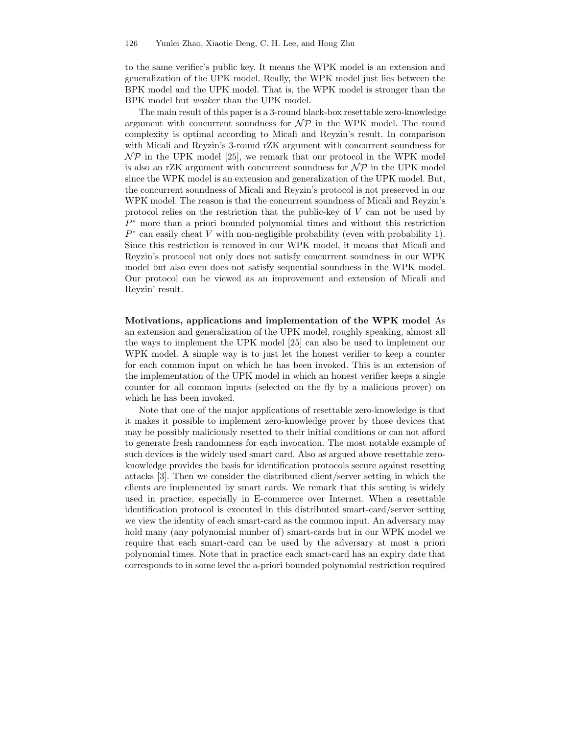to the same verifier's public key. It means the WPK model is an extension and generalization of the UPK model. Really, the WPK model just lies between the BPK model and the UPK model. That is, the WPK model is stronger than the BPK model but *weaker* than the UPK model.

The main result of this paper is a 3-round black-box resettable zero-knowledge argument with concurrent soundness for $\mathcal{NP}$ in the WPK model. The round complexity is optimal according to Micali and Reyzin's result. In comparison with Micali and Reyzin's 3-round rZK argument with concurrent soundness for $\mathcal{NP}$ in the UPK model [25], we remark that our protocol in the WPK model is also an rZK argument with concurrent soundness for $\mathcal{NP}$ in the UPK model since the WPK model is an extension and generalization of the UPK model. But, the concurrent soundness of Micali and Reyzin's protocol is not preserved in our WPK model. The reason is that the concurrent soundness of Micali and Reyzin's protocol relies on the restriction that the public-key of $V$ can not be used by $P^*$ more than a priori bounded polynomial times and without this restriction $P^*$ can easily cheat $V$ with non-negligible probability (even with probability 1). Since this restriction is removed in our WPK model, it means that Micali and Reyzin's protocol not only does not satisfy concurrent soundness in our WPK model but also even does not satisfy sequential soundness in the WPK model. Our protocol can be viewed as an improvement and extension of Micali and Reyzin' result.

**Motivations, applications and implementation of the WPK model** As an extension and generalization of the UPK model, roughly speaking, almost all the ways to implement the UPK model [25] can also be used to implement our WPK model. A simple way is to just let the honest verifier to keep a counter for each common input on which he has been invoked. This is an extension of the implementation of the UPK model in which an honest verifier keeps a single counter for all common inputs (selected on the fly by a malicious prover) on which he has been invoked.

Note that one of the major applications of resettable zero-knowledge is that it makes it possible to implement zero-knowledge prover by those devices that may be possibly maliciously resetted to their initial conditions or can not afford to generate fresh randomness for each invocation. The most notable example of such devices is the widely used smart card. Also as argued above resettable zero-knowledge provides the basis for identification protocols secure against resetting attacks [3]. Then we consider the distributed client/server setting in which the clients are implemented by smart cards. We remark that this setting is widely used in practice, especially in E-commerce over Internet. When a resettable identification protocol is executed in this distributed smart-card/server setting we view the identity of each smart-card as the common input. An adversary may hold many (any polynomial number of) smart-cards but in our WPK model we require that each smart-card can be used by the adversary at most a priori polynomial times. Note that in practice each smart-card has an expiry date that corresponds to in some level the a-priori bounded polynomial restriction required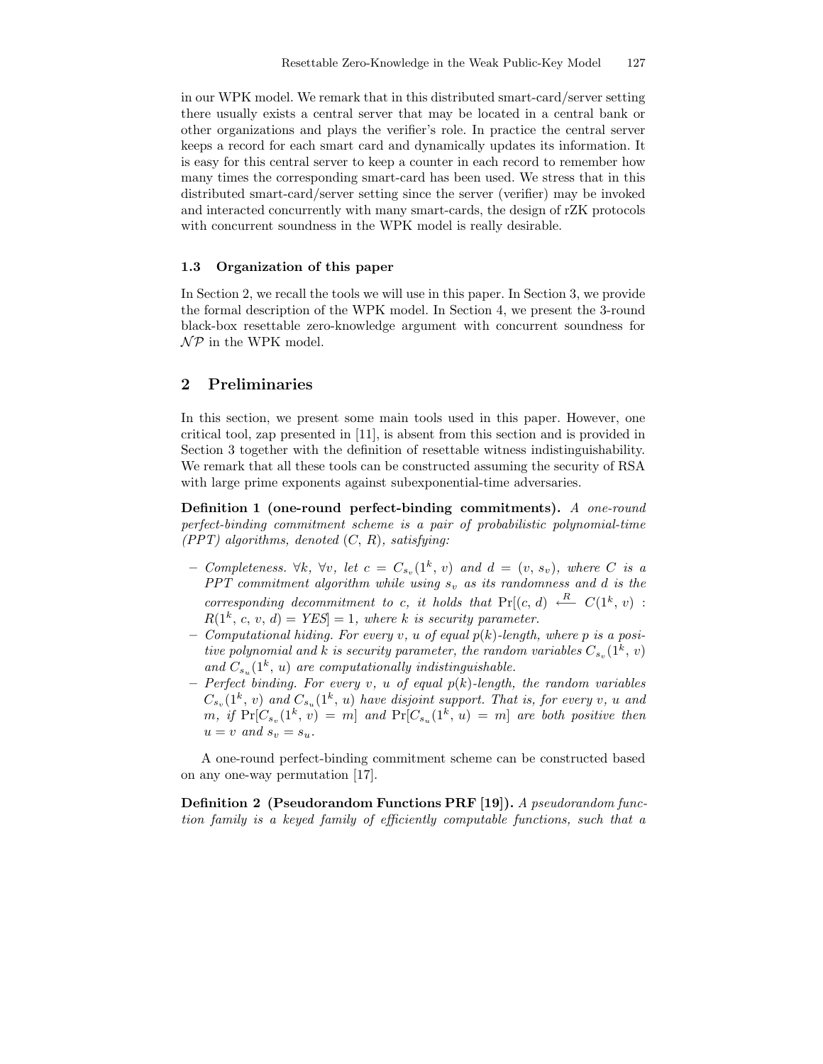in our WPK model. We remark that in this distributed smart-card/server setting there usually exists a central server that may be located in a central bank or other organizations and plays the verifier's role. In practice the central server keeps a record for each smart card and dynamically updates its information. It is easy for this central server to keep a counter in each record to remember how many times the corresponding smart-card has been used. We stress that in this distributed smart-card/server setting since the server (verifier) may be invoked and interacted concurrently with many smart-cards, the design of rZK protocols with concurrent soundness in the WPK model is really desirable.

### 1.3 Organization of this paper

In Section 2, we recall the tools we will use in this paper. In Section 3, we provide the formal description of the WPK model. In Section 4, we present the 3-round black-box resettable zero-knowledge argument with concurrent soundness for $\mathcal{NP}$ in the WPK model.

## 2 Preliminaries

In this section, we present some main tools used in this paper. However, one critical tool, zap presented in [11], is absent from this section and is provided in Section 3 together with the definition of resettable witness indistinguishability. We remark that all these tools can be constructed assuming the security of RSA with large prime exponents against subexponential-time adversaries.

**Definition 1 (one-round perfect-binding commitments).** *A one-round perfect-binding commitment scheme is a pair of probabilistic polynomial-time (PPT) algorithms, denoted $(C, R)$, satisfying:*

- *Completeness. $\forall k$, $\forall v$, let $c = C_{s_v}(1^k, v)$ and $d = (v, s_v)$, where $C$ is a PPT commitment algorithm while using $s_v$ as its randomness and $d$ is the corresponding decommitment to $c$, it holds that $\Pr[(c, d) \xleftarrow{R} C(1^k, v) : R(1^k, c, v, d) = YES] = 1$, where $k$ is security parameter.*
- *Computational hiding. For every $v$, $u$ of equal $p(k)$-length, where $p$ is a positive polynomial and $k$ is security parameter, the random variables $C_{s_v}(1^k, v)$ and $C_{s_u}(1^k, u)$ are computationally indistinguishable.*
- *Perfect binding. For every $v$, $u$ of equal $p(k)$-length, the random variables $C_{s_v}(1^k, v)$ and $C_{s_u}(1^k, u)$ have disjoint support. That is, for every $v$, $u$ and $m$, if $\Pr[C_{s_v}(1^k, v) = m]$ and $\Pr[C_{s_u}(1^k, u) = m]$ are both positive then $u = v$ and $s_v = s_u$.*

A one-round perfect-binding commitment scheme can be constructed based on any one-way permutation [17].

**Definition 2 (Pseudorandom Functions PRF [19]).** *A pseudorandom function family is a keyed family of efficiently computable functions, such that a*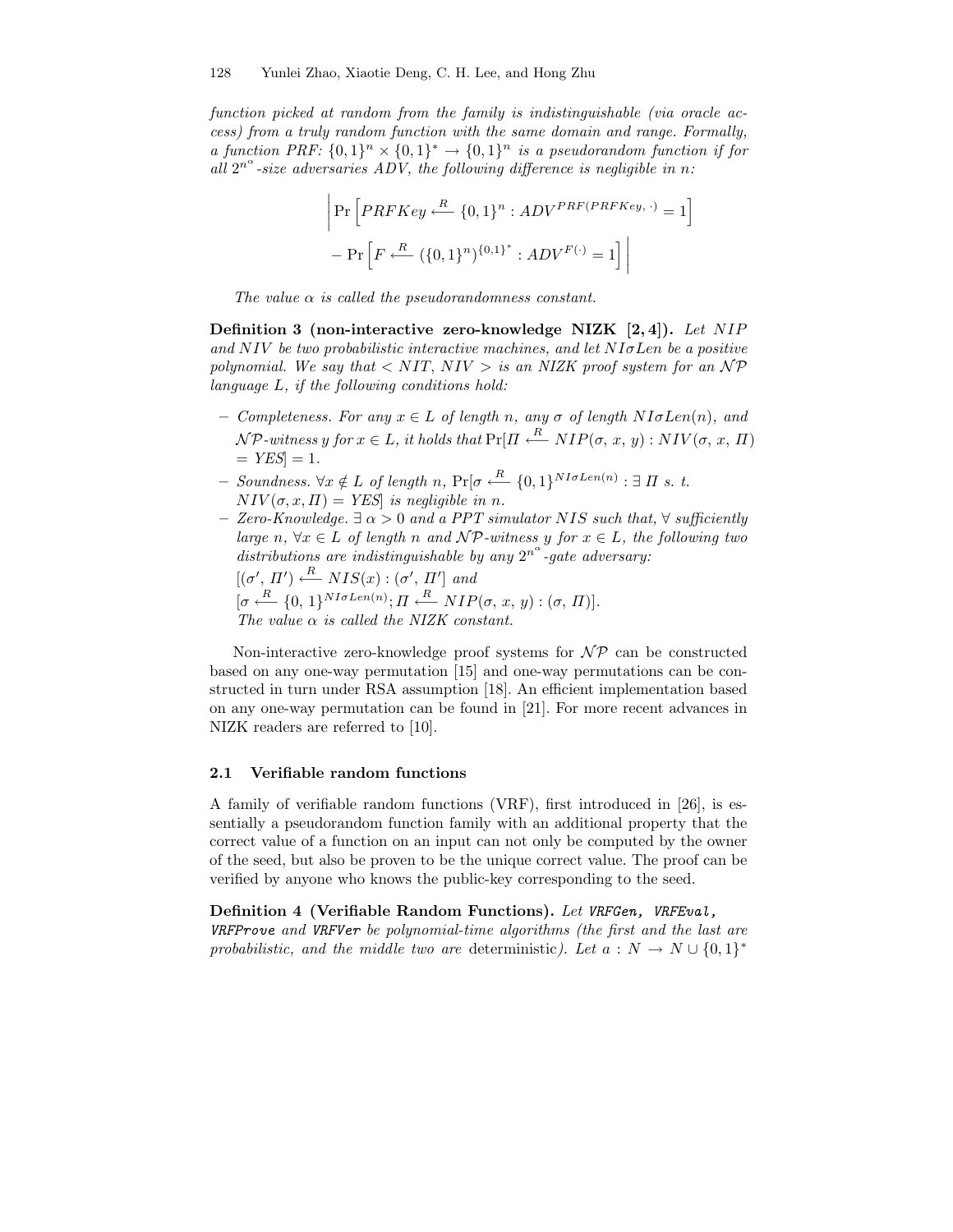*function picked at random from the family is indistinguishable (via oracle access) from a truly random function with the same domain and range. Formally, a function PRF:* $\{0,1\}^n \times \{0,1\}^* \rightarrow \{0,1\}^n$ *is a pseudorandom function if for all* $2^{n^\alpha}$*-size adversaries ADV, the following difference is negligible in n:*

$$\left| \Pr\left[ PRFKey \xleftarrow{R} \{0,1\}^n : ADV^{PRF(PRFKey,\, \cdot)} = 1 \right] - \Pr\left[ F \xleftarrow{R} (\{0,1\}^n)^{\{0,1\}^*} : ADV^{F(\cdot)} = 1 \right] \right|$$

*The value* $\alpha$ *is called the pseudorandomness constant.*

**Definition 3 (non-interactive zero-knowledge NIZK [2, 4]).** *Let NIP and NIV be two probabilistic interactive machines, and let* $NI\sigma Len$ *be a positive polynomial. We say that* $< NIT,\ NIV >$ *is an NIZK proof system for an* $\mathcal{NP}$ *language L, if the following conditions hold:*

- *Completeness. For any* $x \in L$ *of length n, any* $\sigma$ *of length* $NI\sigma Len(n)$*, and* $\mathcal{NP}$*-witness y for* $x \in L$*, it holds that* $\Pr[\Pi \xleftarrow{R} NIP(\sigma, x, y) : NIV(\sigma, x, \Pi) = YES] = 1$.
- *Soundness.* $\forall x \notin L$ *of length n,* $\Pr[\sigma \xleftarrow{R} \{0,1\}^{NI\sigma Len(n)} : \exists\, \Pi$ *s. t.* $NIV(\sigma, x, \Pi) = YES]$ *is negligible in n.*
- *Zero-Knowledge.* $\exists\, \alpha > 0$ *and a PPT simulator NIS such that,* $\forall$ *sufficiently large n,* $\forall x \in L$ *of length n and* $\mathcal{NP}$*-witness y for* $x \in L$*, the following two distributions are indistinguishable by any* $2^{n^\alpha}$*-gate adversary:*
  $[(\sigma',\, \Pi') \xleftarrow{R} NIS(x) : (\sigma',\, \Pi')]$ *and*
  $[\sigma \xleftarrow{R} \{0,\, 1\}^{NI\sigma Len(n)}; \Pi \xleftarrow{R} NIP(\sigma,\, x,\, y) : (\sigma,\, \Pi)]$.
  *The value* $\alpha$ *is called the NIZK constant.*

Non-interactive zero-knowledge proof systems for $\mathcal{NP}$ can be constructed based on any one-way permutation [15] and one-way permutations can be constructed in turn under RSA assumption [18]. An efficient implementation based on any one-way permutation can be found in [21]. For more recent advances in NIZK readers are referred to [10].

### 2.1 Verifiable random functions

A family of verifiable random functions (VRF), first introduced in [26], is essentially a pseudorandom function family with an additional property that the correct value of a function on an input can not only be computed by the owner of the seed, but also be proven to be the unique correct value. The proof can be verified by anyone who knows the public-key corresponding to the seed.

**Definition 4 (Verifiable Random Functions).** *Let* `VRFGen`*,* `VRFEval`*,* `VRFProve` *and* `VRFVer` *be polynomial-time algorithms (the first and the last are probabilistic, and the middle two are* deterministic*). Let* $a : N \rightarrow N \cup \{0,1\}^*$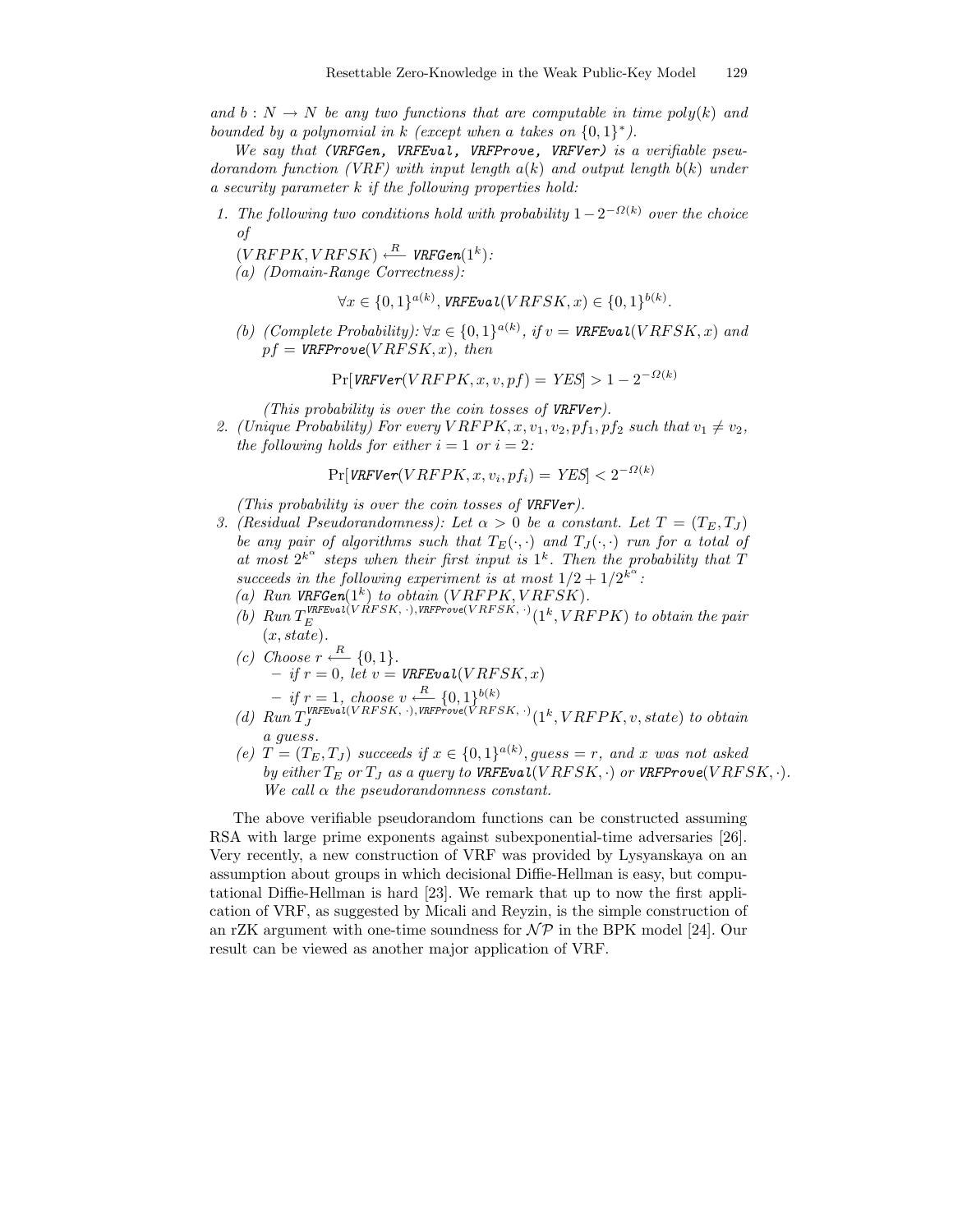*and $b : N \rightarrow N$ be any two functions that are computable in time poly(k) and bounded by a polynomial in k (except when a takes on $\{0,1\}^*$).*

*We say that (VRFGen, VRFEval, VRFProve, VRFVer) is a verifiable pseudorandom function (VRF) with input length $a(k)$ and output length $b(k)$ under a security parameter k if the following properties hold:*

1. *The following two conditions hold with probability $1 - 2^{-\Omega(k)}$ over the choice of*
   $(VRFPK, VRFSK) \xleftarrow{R}$ *VRFGen*$(1^k)$:
   (a) *(Domain-Range Correctness):*
   $$\forall x \in \{0,1\}^{a(k)}, \textit{VRFEval}(VRFSK, x) \in \{0,1\}^{b(k)}.$$
   (b) *(Complete Probability): $\forall x \in \{0,1\}^{a(k)}$, if $v =$ VRFEval$(VRFSK, x)$ and $pf =$ VRFProve$(VRFSK, x)$, then*
   $$\Pr[\textit{VRFVer}(VRFPK, x, v, pf) = YES] > 1 - 2^{-\Omega(k)}$$
   *(This probability is over the coin tosses of VRFVer).*
2. *(Unique Probability) For every $VRFPK, x, v_1, v_2, pf_1, pf_2$ such that $v_1 \neq v_2$, the following holds for either $i = 1$ or $i = 2$:*
   $$\Pr[\textit{VRFVer}(VRFPK, x, v_i, pf_i) = YES] < 2^{-\Omega(k)}$$
   *(This probability is over the coin tosses of VRFVer).*
3. *(Residual Pseudorandomness): Let $\alpha > 0$ be a constant. Let $T = (T_E, T_J)$ be any pair of algorithms such that $T_E(\cdot,\cdot)$ and $T_J(\cdot,\cdot)$ run for a total of at most $2^{k^\alpha}$ steps when their first input is $1^k$. Then the probability that T succeeds in the following experiment is at most $1/2 + 1/2^{k^\alpha}$:*
   (a) *Run VRFGen$(1^k)$ to obtain $(VRFPK, VRFSK)$.*
   (b) *Run $T_E^{\textit{VRFEval}(VRFSK,\cdot),\textit{VRFProve}(VRFSK,\cdot)}(1^k, VRFPK)$ to obtain the pair $(x, state)$.*
   (c) *Choose $r \xleftarrow{R} \{0,1\}$.*
      - *if $r = 0$, let $v =$ VRFEval$(VRFSK, x)$*
      - *if $r = 1$, choose $v \xleftarrow{R} \{0,1\}^{b(k)}$*
   (d) *Run $T_J^{\textit{VRFEval}(VRFSK,\cdot),\textit{VRFProve}(VRFSK,\cdot)}(1^k, VRFPK, v, state)$ to obtain a guess.*
   (e) *$T = (T_E, T_J)$ succeeds if $x \in \{0,1\}^{a(k)}$, guess $= r$, and x was not asked by either $T_E$ or $T_J$ as a query to VRFEval$(VRFSK,\cdot)$ or VRFProve$(VRFSK,\cdot)$. We call $\alpha$ the pseudorandomness constant.*

The above verifiable pseudorandom functions can be constructed assuming RSA with large prime exponents against subexponential-time adversaries [26]. Very recently, a new construction of VRF was provided by Lysyanskaya on an assumption about groups in which decisional Diffie-Hellman is easy, but computational Diffie-Hellman is hard [23]. We remark that up to now the first application of VRF, as suggested by Micali and Reyzin, is the simple construction of an rZK argument with one-time soundness for $\mathcal{NP}$ in the BPK model [24]. Our result can be viewed as another major application of VRF.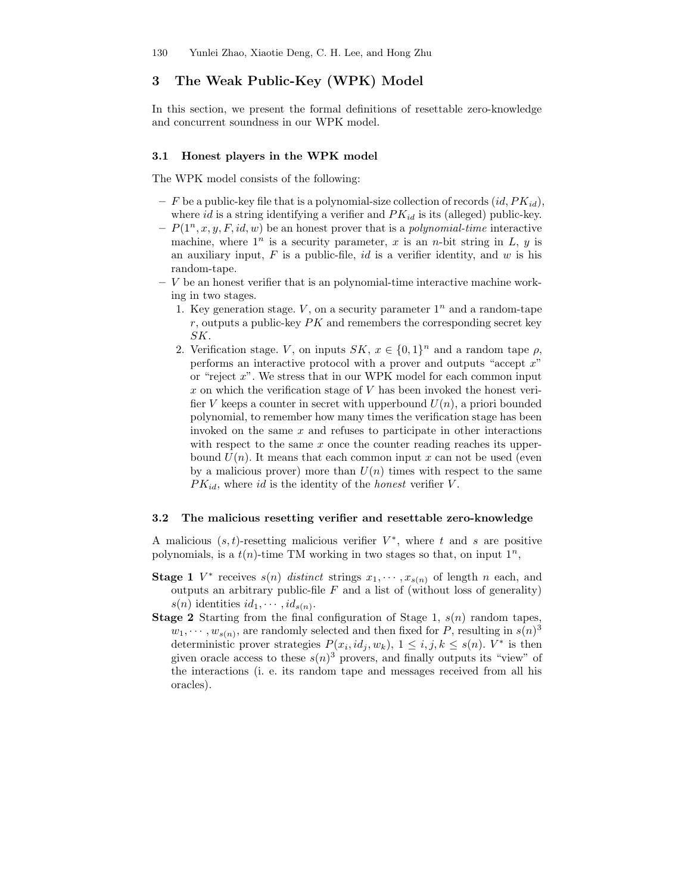## 3 The Weak Public-Key (WPK) Model

In this section, we present the formal definitions of resettable zero-knowledge and concurrent soundness in our WPK model.

### 3.1 Honest players in the WPK model

The WPK model consists of the following:

- $F$ be a public-key file that is a polynomial-size collection of records $(id, PK_{id})$, where $id$ is a string identifying a verifier and $PK_{id}$ is its (alleged) public-key.
- $P(1^n, x, y, F, id, w)$ be an honest prover that is a *polynomial-time* interactive machine, where $1^n$ is a security parameter, $x$ is an $n$-bit string in $L$, $y$ is an auxiliary input, $F$ is a public-file, $id$ is a verifier identity, and $w$ is his random-tape.
- $V$ be an honest verifier that is an polynomial-time interactive machine working in two stages.
  1. Key generation stage. $V$, on a security parameter $1^n$ and a random-tape $r$, outputs a public-key $PK$ and remembers the corresponding secret key $SK$.
  2. Verification stage. $V$, on inputs $SK$, $x \in \{0,1\}^n$ and a random tape $\rho$, performs an interactive protocol with a prover and outputs "accept $x$" or "reject $x$". We stress that in our WPK model for each common input $x$ on which the verification stage of $V$ has been invoked the honest verifier $V$ keeps a counter in secret with upperbound $U(n)$, a priori bounded polynomial, to remember how many times the verification stage has been invoked on the same $x$ and refuses to participate in other interactions with respect to the same $x$ once the counter reading reaches its upperbound $U(n)$. It means that each common input $x$ can not be used (even by a malicious prover) more than $U(n)$ times with respect to the same $PK_{id}$, where $id$ is the identity of the *honest* verifier $V$.

### 3.2 The malicious resetting verifier and resettable zero-knowledge

A malicious $(s,t)$-resetting malicious verifier $V^*$, where $t$ and $s$ are positive polynomials, is a $t(n)$-time TM working in two stages so that, on input $1^n$,

**Stage 1** $V^*$ receives $s(n)$ *distinct* strings $x_1, \cdots, x_{s(n)}$ of length $n$ each, and outputs an arbitrary public-file $F$ and a list of (without loss of generality) $s(n)$ identities $id_1, \cdots, id_{s(n)}$.

**Stage 2** Starting from the final configuration of Stage 1, $s(n)$ random tapes, $w_1, \cdots, w_{s(n)}$, are randomly selected and then fixed for $P$, resulting in $s(n)^3$ deterministic prover strategies $P(x_i, id_j, w_k)$, $1 \le i, j, k \le s(n)$. $V^*$ is then given oracle access to these $s(n)^3$ provers, and finally outputs its "view" of the interactions (i. e. its random tape and messages received from all his oracles).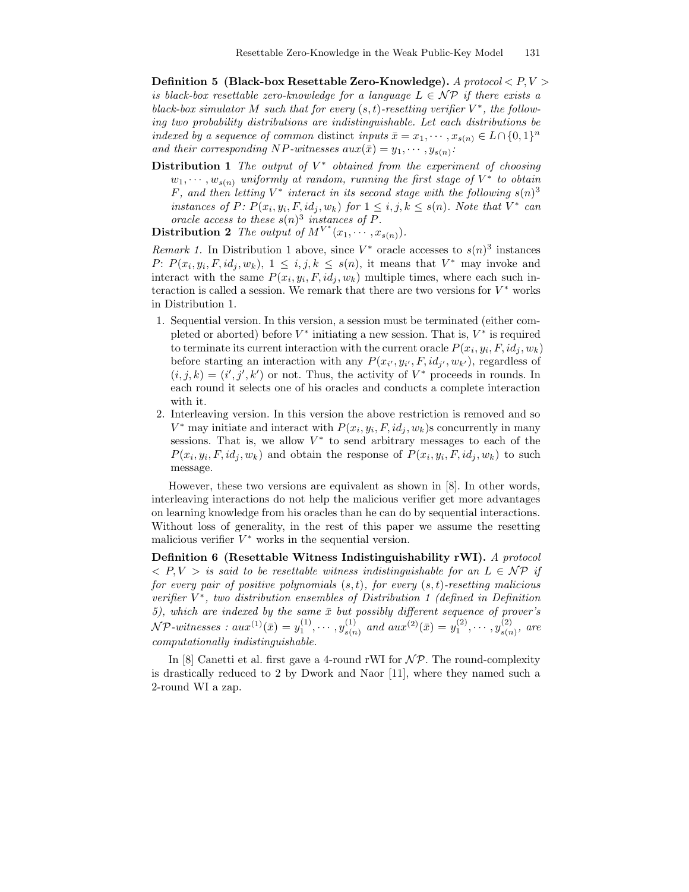**Definition 5 (Black-box Resettable Zero-Knowledge).** *A protocol $< P, V >$ is black-box resettable zero-knowledge for a language $L \in \mathcal{NP}$ if there exists a black-box simulator $M$ such that for every $(s,t)$-resetting verifier $V^*$, the following two probability distributions are indistinguishable. Let each distributions be indexed by a sequence of common* distinct *inputs $\bar{x} = x_1, \cdots, x_{s(n)} \in L \cap \{0,1\}^n$ and their corresponding NP-witnesses $aux(\bar{x}) = y_1, \cdots, y_{s(n)}$:*

**Distribution 1** *The output of $V^*$ obtained from the experiment of choosing $w_1, \cdots, w_{s(n)}$ uniformly at random, running the first stage of $V^*$ to obtain $F$, and then letting $V^*$ interact in its second stage with the following $s(n)^3$ instances of $P$: $P(x_i, y_i, F, id_j, w_k)$ for $1 \leq i,j,k \leq s(n)$. Note that $V^*$ can oracle access to these $s(n)^3$ instances of $P$.*

**Distribution 2** *The output of $M^{V^*}(x_1, \cdots, x_{s(n)})$.*

*Remark 1.* In Distribution 1 above, since $V^*$ oracle accesses to $s(n)^3$ instances $P$: $P(x_i, y_i, F, id_j, w_k)$, $1 \leq i,j,k \leq s(n)$, it means that $V^*$ may invoke and interact with the same $P(x_i, y_i, F, id_j, w_k)$ multiple times, where each such interaction is called a session. We remark that there are two versions for $V^*$ works in Distribution 1.

1. Sequential version. In this version, a session must be terminated (either completed or aborted) before $V^*$ initiating a new session. That is, $V^*$ is required to terminate its current interaction with the current oracle $P(x_i, y_i, F, id_j, w_k)$ before starting an interaction with any $P(x_{i'}, y_{i'}, F, id_{j'}, w_{k'})$, regardless of $(i,j,k) = (i',j',k')$ or not. Thus, the activity of $V^*$ proceeds in rounds. In each round it selects one of his oracles and conducts a complete interaction with it.
2. Interleaving version. In this version the above restriction is removed and so $V^*$ may initiate and interact with $P(x_i, y_i, F, id_j, w_k)$s concurrently in many sessions. That is, we allow $V^*$ to send arbitrary messages to each of the $P(x_i, y_i, F, id_j, w_k)$ and obtain the response of $P(x_i, y_i, F, id_j, w_k)$ to such message.

However, these two versions are equivalent as shown in [8]. In other words, interleaving interactions do not help the malicious verifier get more advantages on learning knowledge from his oracles than he can do by sequential interactions. Without loss of generality, in the rest of this paper we assume the resetting malicious verifier $V^*$ works in the sequential version.

**Definition 6 (Resettable Witness Indistinguishability rWI).** *A protocol $< P, V >$ is said to be resettable witness indistinguishable for an $L \in \mathcal{NP}$ if for every pair of positive polynomials $(s,t)$, for every $(s,t)$-resetting malicious verifier $V^*$, two distribution ensembles of Distribution 1 (defined in Definition 5), which are indexed by the same $\bar{x}$ but possibly different sequence of prover's $\mathcal{NP}$-witnesses : $aux^{(1)}(\bar{x}) = y_1^{(1)}, \cdots, y_{s(n)}^{(1)}$ and $aux^{(2)}(\bar{x}) = y_1^{(2)}, \cdots, y_{s(n)}^{(2)}$, are computationally indistinguishable.*

In [8] Canetti et al. first gave a 4-round rWI for $\mathcal{NP}$. The round-complexity is drastically reduced to 2 by Dwork and Naor [11], where they named such a 2-round WI a zap.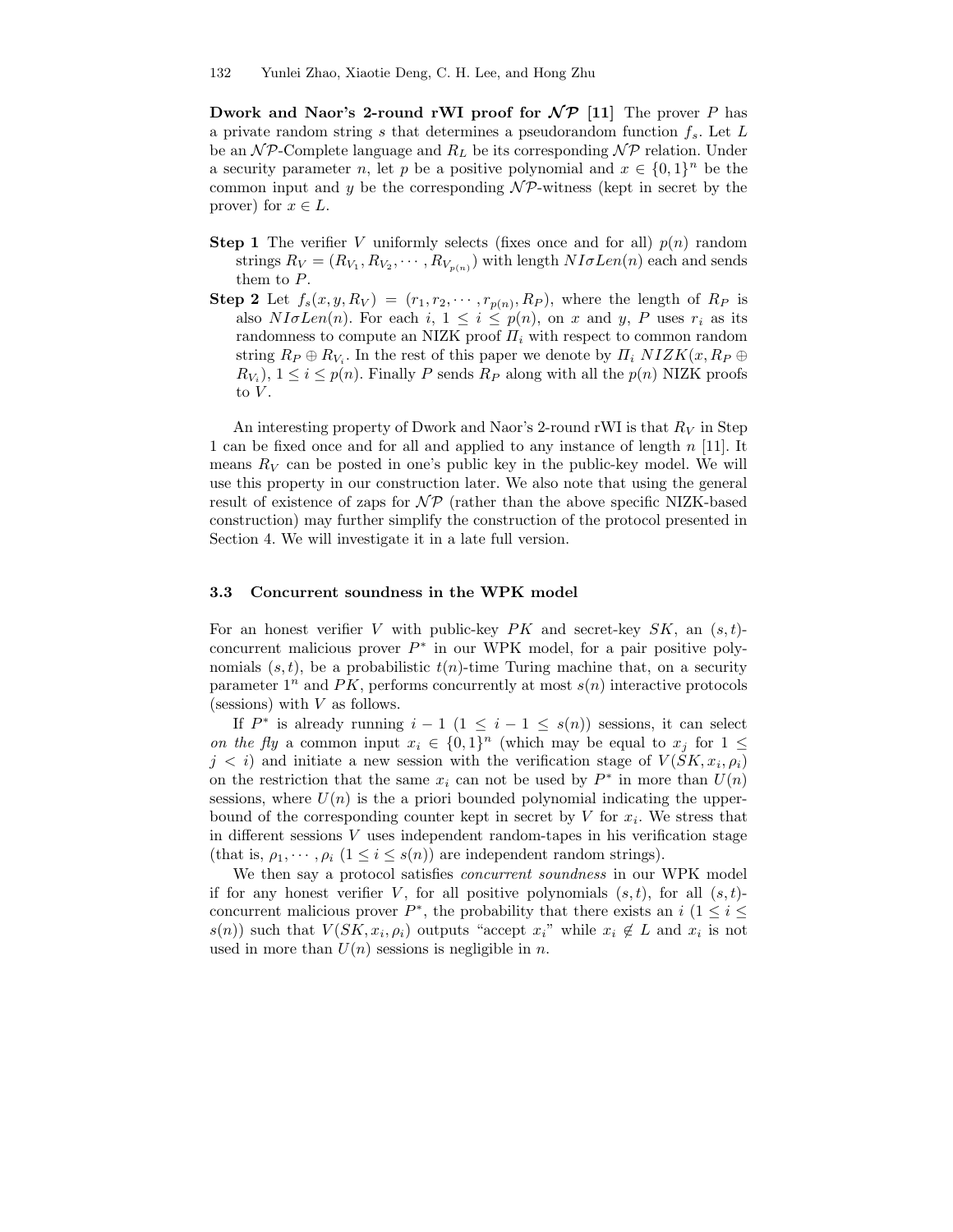**Dwork and Naor's 2-round rWI proof for $\mathcal{NP}$ [11]** The prover $P$ has a private random string $s$ that determines a pseudorandom function $f_s$. Let $L$ be an $\mathcal{NP}$-Complete language and $R_L$ be its corresponding $\mathcal{NP}$ relation. Under a security parameter $n$, let $p$ be a positive polynomial and $x \in \{0,1\}^n$ be the common input and $y$ be the corresponding $\mathcal{NP}$-witness (kept in secret by the prover) for $x \in L$.

**Step 1** The verifier $V$ uniformly selects (fixes once and for all) $p(n)$ random strings $R_V = (R_{V_1}, R_{V_2}, \cdots, R_{V_{p(n)}})$ with length $NI\sigma Len(n)$ each and sends them to $P$.

**Step 2** Let $f_s(x, y, R_V) = (r_1, r_2, \cdots, r_{p(n)}, R_P)$, where the length of $R_P$ is also $NI\sigma Len(n)$. For each $i$, $1 \leq i \leq p(n)$, on $x$ and $y$, $P$ uses $r_i$ as its randomness to compute an NIZK proof $\Pi_i$ with respect to common random string $R_P \oplus R_{V_i}$. In the rest of this paper we denote by $\Pi_i$ $NIZK(x, R_P \oplus R_{V_i})$, $1 \leq i \leq p(n)$. Finally $P$ sends $R_P$ along with all the $p(n)$ NIZK proofs to $V$.

An interesting property of Dwork and Naor's 2-round rWI is that $R_V$ in Step 1 can be fixed once and for all and applied to any instance of length $n$ [11]. It means $R_V$ can be posted in one's public key in the public-key model. We will use this property in our construction later. We also note that using the general result of existence of zaps for $\mathcal{NP}$ (rather than the above specific NIZK-based construction) may further simplify the construction of the protocol presented in Section 4. We will investigate it in a late full version.

### 3.3 Concurrent soundness in the WPK model

For an honest verifier $V$ with public-key $PK$ and secret-key $SK$, an $(s,t)$-concurrent malicious prover $P^*$ in our WPK model, for a pair positive polynomials $(s,t)$, be a probabilistic $t(n)$-time Turing machine that, on a security parameter $1^n$ and $PK$, performs concurrently at most $s(n)$ interactive protocols (sessions) with $V$ as follows.

If $P^*$ is already running $i-1$ $(1 \leq i-1 \leq s(n))$ sessions, it can select *on the fly* a common input $x_i \in \{0,1\}^n$ (which may be equal to $x_j$ for $1 \leq j < i$) and initiate a new session with the verification stage of $V(SK, x_i, \rho_i)$ on the restriction that the same $x_i$ can not be used by $P^*$ in more than $U(n)$ sessions, where $U(n)$ is the a priori bounded polynomial indicating the upper-bound of the corresponding counter kept in secret by $V$ for $x_i$. We stress that in different sessions $V$ uses independent random-tapes in his verification stage (that is, $\rho_1, \cdots, \rho_i$ $(1 \leq i \leq s(n))$ are independent random strings).

We then say a protocol satisfies *concurrent soundness* in our WPK model if for any honest verifier $V$, for all positive polynomials $(s,t)$, for all $(s,t)$-concurrent malicious prover $P^*$, the probability that there exists an $i$ $(1 \leq i \leq s(n))$ such that $V(SK, x_i, \rho_i)$ outputs "accept $x_i$" while $x_i \notin L$ and $x_i$ is not used in more than $U(n)$ sessions is negligible in $n$.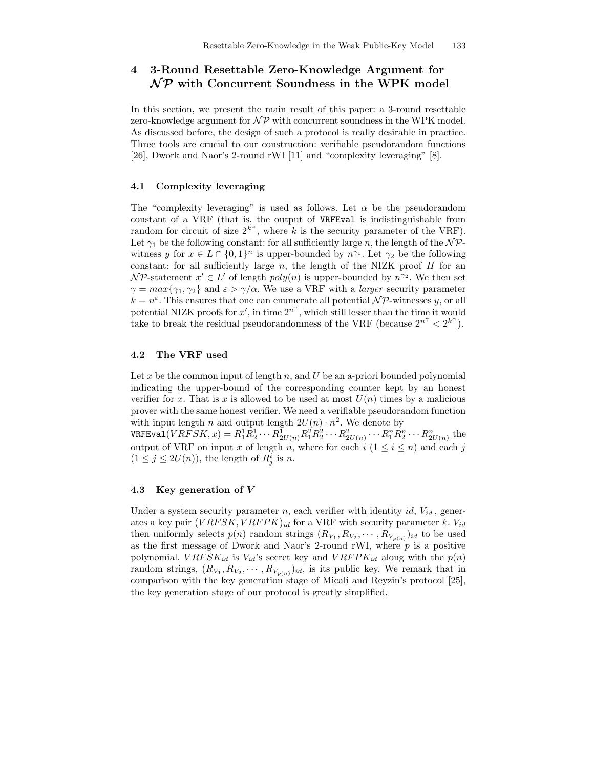## 4 3-Round Resettable Zero-Knowledge Argument for $\mathcal{NP}$ with Concurrent Soundness in the WPK model

In this section, we present the main result of this paper: a 3-round resettable zero-knowledge argument for $\mathcal{NP}$ with concurrent soundness in the WPK model. As discussed before, the design of such a protocol is really desirable in practice. Three tools are crucial to our construction: verifiable pseudorandom functions [26], Dwork and Naor's 2-round rWI [11] and "complexity leveraging" [8].

### 4.1 Complexity leveraging

The "complexity leveraging" is used as follows. Let $\alpha$ be the pseudorandom constant of a VRF (that is, the output of `VRFEval` is indistinguishable from random for circuit of size $2^{k^{\alpha}}$, where $k$ is the security parameter of the VRF). Let $\gamma_1$ be the following constant: for all sufficiently large $n$, the length of the $\mathcal{NP}$-witness $y$ for $x \in L \cap \{0,1\}^n$ is upper-bounded by $n^{\gamma_1}$. Let $\gamma_2$ be the following constant: for all sufficiently large $n$, the length of the NIZK proof $\Pi$ for an $\mathcal{NP}$-statement $x' \in L'$ of length $poly(n)$ is upper-bounded by $n^{\gamma_2}$. We then set $\gamma = max\{\gamma_1, \gamma_2\}$ and $\varepsilon > \gamma/\alpha$. We use a VRF with a *larger* security parameter $k = n^{\varepsilon}$. This ensures that one can enumerate all potential $\mathcal{NP}$-witnesses $y$, or all potential NIZK proofs for $x'$, in time $2^{n^{\gamma}}$, which still lesser than the time it would take to break the residual pseudorandomness of the VRF (because $2^{n^{\gamma}} < 2^{k^{\alpha}}$).

### 4.2 The VRF used

Let $x$ be the common input of length $n$, and $U$ be an a-priori bounded polynomial indicating the upper-bound of the corresponding counter kept by an honest verifier for $x$. That is $x$ is allowed to be used at most $U(n)$ times by a malicious prover with the same honest verifier. We need a verifiable pseudorandom function with input length $n$ and output length $2U(n) \cdot n^2$. We denote by $\texttt{VRFEval}(VRFSK, x) = R_1^1 R_2^1 \cdots R_{2U(n)}^1 R_1^2 R_2^2 \cdots R_{2U(n)}^2 \cdots R_1^n R_2^n \cdots R_{2U(n)}^n$ the output of VRF on input $x$ of length $n$, where for each $i$ $(1 \le i \le n)$ and each $j$ $(1 \le j \le 2U(n))$, the length of $R_j^i$ is $n$.

### 4.3 Key generation of *V*

Under a system security parameter $n$, each verifier with identity $id$, $V_{id}$, generates a key pair $(VRFSK, VRFPK)_{id}$ for a VRF with security parameter $k$. $V_{id}$ then uniformly selects $p(n)$ random strings $(R_{V_1}, R_{V_2}, \cdots, R_{V_{p(n)}})_{id}$ to be used as the first message of Dwork and Naor's 2-round rWI, where $p$ is a positive polynomial. $VRFSK_{id}$ is $V_{id}$'s secret key and $VRFPK_{id}$ along with the $p(n)$ random strings, $(R_{V_1}, R_{V_2}, \cdots, R_{V_{p(n)}})_{id}$, is its public key. We remark that in comparison with the key generation stage of Micali and Reyzin's protocol [25], the key generation stage of our protocol is greatly simplified.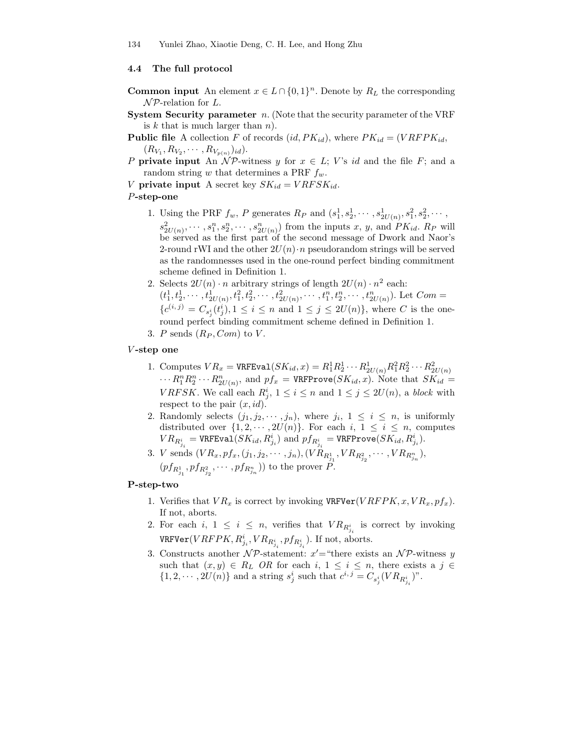### 4.4 The full protocol

**Common input** An element $x \in L \cap \{0,1\}^n$. Denote by $R_L$ the corresponding $\mathcal{NP}$-relation for $L$.

**System Security parameter** $n$. (Note that the security parameter of the VRF is $k$ that is much larger than $n$).

**Public file** A collection $F$ of records $(id, PK_{id})$, where $PK_{id} = (VRFPK_{id}, (R_{V_1}, R_{V_2}, \cdots, R_{V_{p(n)}})_{id})$.

$P$ **private input** An $\mathcal{NP}$-witness $y$ for $x \in L$; $V$'s $id$ and the file $F$; and a random string $w$ that determines a PRF $f_w$.

$V$ **private input** A secret key $SK_{id} = VRFSK_{id}$.

$P$**-step-one**

1. Using the PRF $f_w$, $P$ generates $R_P$ and $(s_1^1, s_2^1, \cdots, s_{2U(n)}^1, s_1^2, s_2^2, \cdots, s_{2U(n)}^2, \cdots, s_1^n, s_2^n, \cdots, s_{2U(n)}^n)$ from the inputs $x$, $y$, and $PK_{id}$. $R_P$ will be served as the first part of the second message of Dwork and Naor's 2-round rWI and the other $2U(n) \cdot n$ pseudorandom strings will be served as the randomnesses used in the one-round perfect binding commitment scheme defined in Definition 1.
2. Selects $2U(n) \cdot n$ arbitrary strings of length $2U(n) \cdot n^2$ each: $(t_1^1, t_2^1, \cdots, t_{2U(n)}^1, t_1^2, t_2^2, \cdots, t_{2U(n)}^2, \cdots, t_1^n, t_2^n, \cdots, t_{2U(n)}^n)$. Let $Com = \{c^{(i,j)} = C_{s_j^i}(t_j^i), 1 \leq i \leq n \text{ and } 1 \leq j \leq 2U(n)\}$, where $C$ is the one-round perfect binding commitment scheme defined in Definition 1.
3. $P$ sends $(R_P, Com)$ to $V$.

$V$**-step one**

1. Computes $VR_x = \texttt{VRFEval}(SK_{id}, x) = R_1^1 R_2^1 \cdots R_{2U(n)}^1 R_1^2 R_2^2 \cdots R_{2U(n)}^2 \cdots R_1^n R_2^n \cdots R_{2U(n)}^n$, and $pf_x = \texttt{VRFProve}(SK_{id}, x)$. Note that $SK_{id} = VRFSK$. We call each $R_j^i$, $1 \leq i \leq n$ and $1 \leq j \leq 2U(n)$, a *block* with respect to the pair $(x, id)$.
2. Randomly selects $(j_1, j_2, \cdots, j_n)$, where $j_i$, $1 \leq i \leq n$, is uniformly distributed over $\{1, 2, \cdots, 2U(n)\}$. For each $i$, $1 \leq i \leq n$, computes $VR_{R_{j_i}^i} = \texttt{VRFEval}(SK_{id}, R_{j_i}^i)$ and $pf_{R_{j_i}^i} = \texttt{VRFProve}(SK_{id}, R_{j_i}^i)$.
3. $V$ sends $(VR_x, pf_x, (j_1, j_2, \cdots, j_n), (VR_{R_{j_1}^1}, VR_{R_{j_2}^2}, \cdots, VR_{R_{j_n}^n}), (pf_{R_{j_1}^1}, pf_{R_{j_2}^2}, \cdots, pf_{R_{j_n}^n}))$ to the prover $P$.

**P-step-two**

1. Verifies that $VR_x$ is correct by invoking $\texttt{VRFVer}(VRFPK, x, VR_x, pf_x)$. If not, aborts.
2. For each $i$, $1 \leq i \leq n$, verifies that $VR_{R_{j_i}^i}$ is correct by invoking $\texttt{VRFVer}(VRFPK, R_{j_i}^i, VR_{R_{j_i}^i}, pf_{R_{j_i}^i})$. If not, aborts.
3. Constructs another $\mathcal{NP}$-statement: $x'$="there exists an $\mathcal{NP}$-witness $y$ such that $(x, y) \in R_L$ *OR* for each $i$, $1 \leq i \leq n$, there exists a $j \in \{1, 2, \cdots, 2U(n)\}$ and a string $s_j^i$ such that $c^{i,j} = C_{s_j^i}(VR_{R_{j_i}^i})$".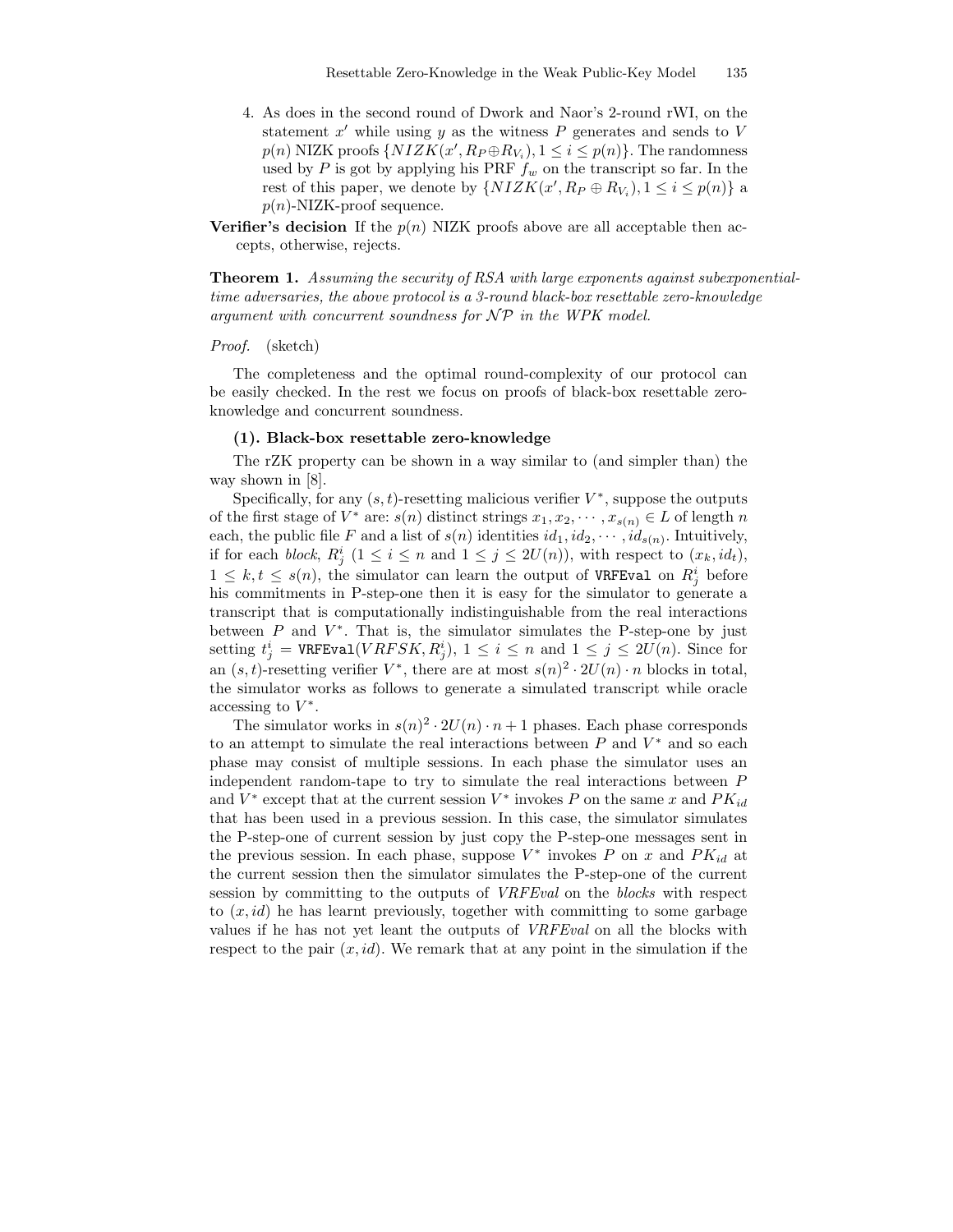4. As does in the second round of Dwork and Naor's 2-round rWI, on the statement $x'$ while using $y$ as the witness $P$ generates and sends to $V$ $p(n)$ NIZK proofs $\{NIZK(x', R_P \oplus R_{V_i}), 1 \leq i \leq p(n)\}$. The randomness used by $P$ is got by applying his PRF $f_w$ on the transcript so far. In the rest of this paper, we denote by $\{NIZK(x', R_P \oplus R_{V_i}), 1 \leq i \leq p(n)\}$ a $p(n)$-NIZK-proof sequence.

**Verifier's decision** If the $p(n)$ NIZK proofs above are all acceptable then accepts, otherwise, rejects.

**Theorem 1.** *Assuming the security of RSA with large exponents against subexponential-time adversaries, the above protocol is a 3-round black-box resettable zero-knowledge argument with concurrent soundness for $\mathcal{NP}$ in the WPK model.*

*Proof.* (sketch)

The completeness and the optimal round-complexity of our protocol can be easily checked. In the rest we focus on proofs of black-box resettable zero-knowledge and concurrent soundness.

**(1). Black-box resettable zero-knowledge**

The rZK property can be shown in a way similar to (and simpler than) the way shown in [8].

Specifically, for any $(s,t)$-resetting malicious verifier $V^*$, suppose the outputs of the first stage of $V^*$ are: $s(n)$ distinct strings $x_1, x_2, \cdots, x_{s(n)} \in L$ of length $n$ each, the public file $F$ and a list of $s(n)$ identities $id_1, id_2, \cdots, id_{s(n)}$. Intuitively, if for each *block*, $R_j^i$ ($1 \leq i \leq n$ and $1 \leq j \leq 2U(n)$), with respect to $(x_k, id_t)$, $1 \leq k, t \leq s(n)$, the simulator can learn the output of $\texttt{VRFEval}$ on $R_j^i$ before his commitments in P-step-one then it is easy for the simulator to generate a transcript that is computationally indistinguishable from the real interactions between $P$ and $V^*$. That is, the simulator simulates the P-step-one by just setting $t_j^i = \texttt{VRFEval}(VRFSK, R_j^i)$, $1 \leq i \leq n$ and $1 \leq j \leq 2U(n)$. Since for an $(s,t)$-resetting verifier $V^*$, there are at most $s(n)^2 \cdot 2U(n) \cdot n$ blocks in total, the simulator works as follows to generate a simulated transcript while oracle accessing to $V^*$.

The simulator works in $s(n)^2 \cdot 2U(n) \cdot n + 1$ phases. Each phase corresponds to an attempt to simulate the real interactions between $P$ and $V^*$ and so each phase may consist of multiple sessions. In each phase the simulator uses an independent random-tape to try to simulate the real interactions between $P$ and $V^*$ except that at the current session $V^*$ invokes $P$ on the same $x$ and $PK_{id}$ that has been used in a previous session. In this case, the simulator simulates the P-step-one of current session by just copy the P-step-one messages sent in the previous session. In each phase, suppose $V^*$ invokes $P$ on $x$ and $PK_{id}$ at the current session then the simulator simulates the P-step-one of the current session by committing to the outputs of *VRFEval* on the *blocks* with respect to $(x, id)$ he has learnt previously, together with committing to some garbage values if he has not yet leant the outputs of *VRFEval* on all the blocks with respect to the pair $(x, id)$. We remark that at any point in the simulation if the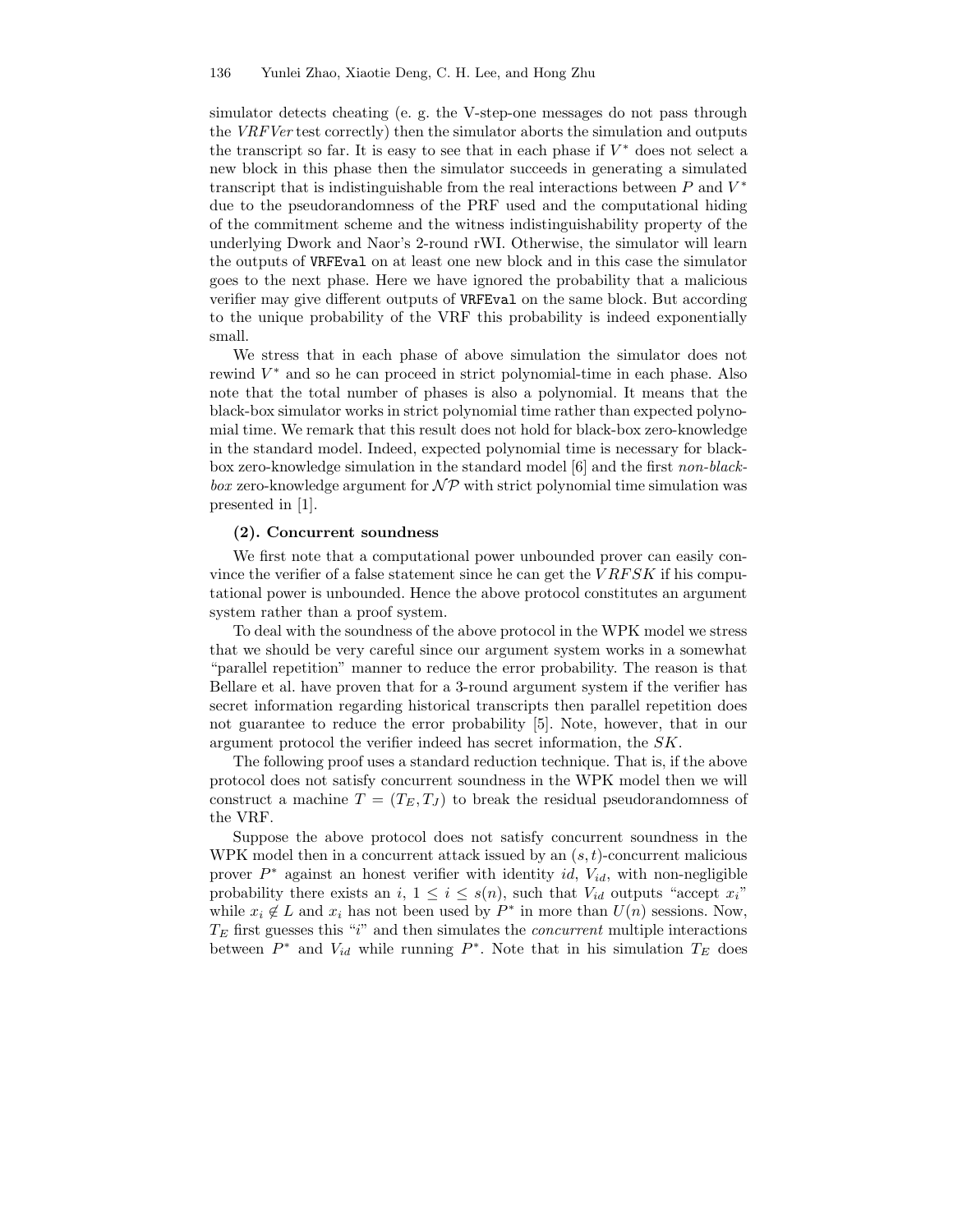simulator detects cheating (e. g. the V-step-one messages do not pass through the *VRFVer* test correctly) then the simulator aborts the simulation and outputs the transcript so far. It is easy to see that in each phase if $V^*$ does not select a new block in this phase then the simulator succeeds in generating a simulated transcript that is indistinguishable from the real interactions between $P$ and $V^*$ due to the pseudorandomness of the PRF used and the computational hiding of the commitment scheme and the witness indistinguishability property of the underlying Dwork and Naor's 2-round rWI. Otherwise, the simulator will learn the outputs of `VRFEval` on at least one new block and in this case the simulator goes to the next phase. Here we have ignored the probability that a malicious verifier may give different outputs of `VRFEval` on the same block. But according to the unique probability of the VRF this probability is indeed exponentially small.

We stress that in each phase of above simulation the simulator does not rewind $V^*$ and so he can proceed in strict polynomial-time in each phase. Also note that the total number of phases is also a polynomial. It means that the black-box simulator works in strict polynomial time rather than expected polynomial time. We remark that this result does not hold for black-box zero-knowledge in the standard model. Indeed, expected polynomial time is necessary for black-box zero-knowledge simulation in the standard model [6] and the first *non-black-box* zero-knowledge argument for $\mathcal{NP}$ with strict polynomial time simulation was presented in [1].

**(2). Concurrent soundness**

We first note that a computational power unbounded prover can easily convince the verifier of a false statement since he can get the $VRFSK$ if his computational power is unbounded. Hence the above protocol constitutes an argument system rather than a proof system.

To deal with the soundness of the above protocol in the WPK model we stress that we should be very careful since our argument system works in a somewhat "parallel repetition" manner to reduce the error probability. The reason is that Bellare et al. have proven that for a 3-round argument system if the verifier has secret information regarding historical transcripts then parallel repetition does not guarantee to reduce the error probability [5]. Note, however, that in our argument protocol the verifier indeed has secret information, the $SK$.

The following proof uses a standard reduction technique. That is, if the above protocol does not satisfy concurrent soundness in the WPK model then we will construct a machine $T = (T_E, T_J)$ to break the residual pseudorandomness of the VRF.

Suppose the above protocol does not satisfy concurrent soundness in the WPK model then in a concurrent attack issued by an $(s,t)$-concurrent malicious prover $P^*$ against an honest verifier with identity $id$, $V_{id}$, with non-negligible probability there exists an $i$, $1 \leq i \leq s(n)$, such that $V_{id}$ outputs "accept $x_i$" while $x_i \notin L$ and $x_i$ has not been used by $P^*$ in more than $U(n)$ sessions. Now, $T_E$ first guesses this "$i$" and then simulates the *concurrent* multiple interactions between $P^*$ and $V_{id}$ while running $P^*$. Note that in his simulation $T_E$ does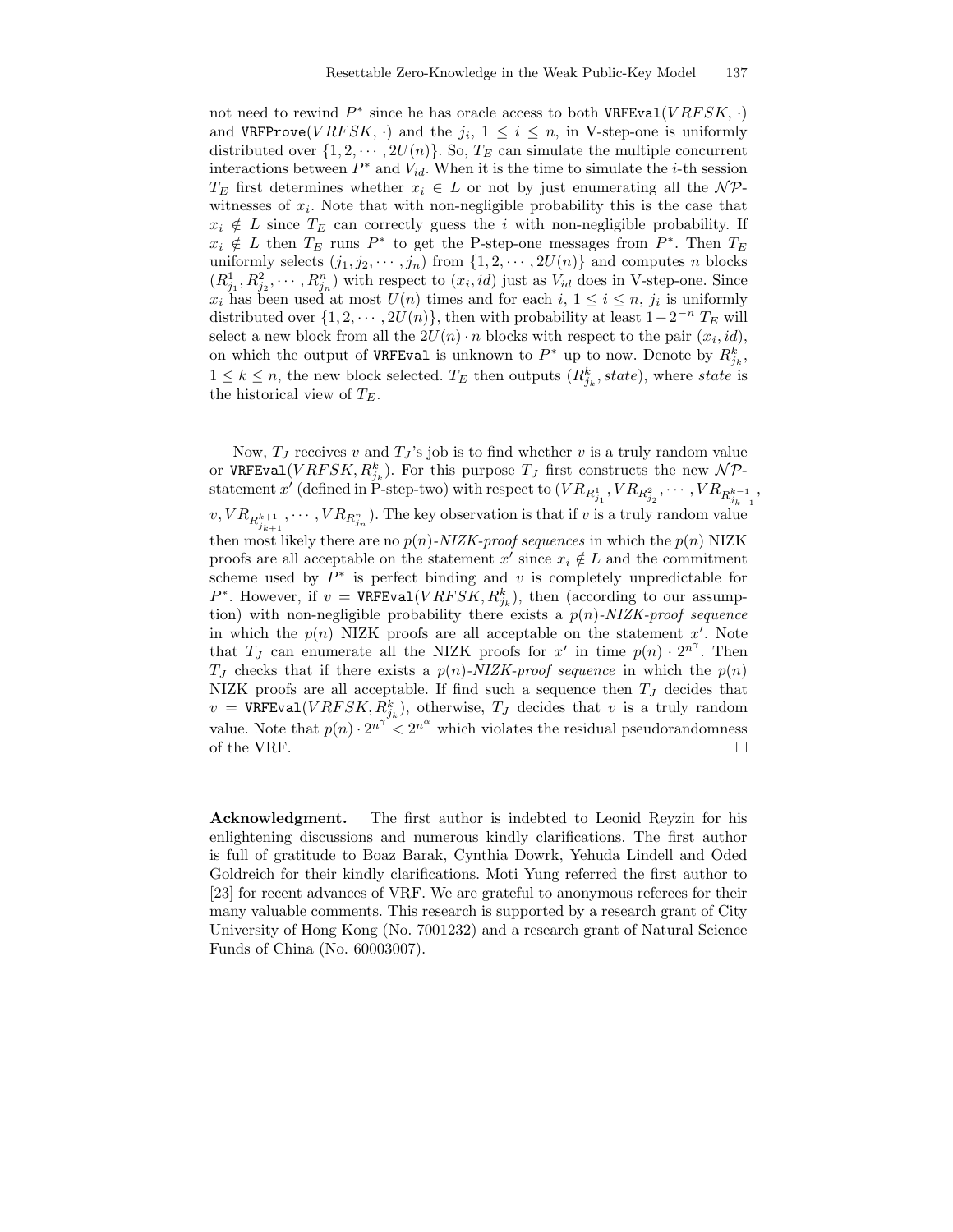not need to rewind $P^*$ since he has oracle access to both $\texttt{VRFEval}(VRFSK, \cdot)$ and $\texttt{VRFProve}(VRFSK, \cdot)$ and the $j_i$, $1 \leq i \leq n$, in V-step-one is uniformly distributed over $\{1, 2, \cdots, 2U(n)\}$. So, $T_E$ can simulate the multiple concurrent interactions between $P^*$ and $V_{id}$. When it is the time to simulate the $i$-th session $T_E$ first determines whether $x_i \in L$ or not by just enumerating all the $\mathcal{NP}$-witnesses of $x_i$. Note that with non-negligible probability this is the case that $x_i \notin L$ since $T_E$ can correctly guess the $i$ with non-negligible probability. If $x_i \notin L$ then $T_E$ runs $P^*$ to get the P-step-one messages from $P^*$. Then $T_E$ uniformly selects $(j_1, j_2, \cdots, j_n)$ from $\{1, 2, \cdots, 2U(n)\}$ and computes $n$ blocks $(R^1_{j_1}, R^2_{j_2}, \cdots, R^n_{j_n})$ with respect to $(x_i, id)$ just as $V_{id}$ does in V-step-one. Since $x_i$ has been used at most $U(n)$ times and for each $i$, $1 \leq i \leq n$, $j_i$ is uniformly distributed over $\{1, 2, \cdots, 2U(n)\}$, then with probability at least $1 - 2^{-n}$ $T_E$ will select a new block from all the $2U(n) \cdot n$ blocks with respect to the pair $(x_i, id)$, on which the output of $\texttt{VRFEval}$ is unknown to $P^*$ up to now. Denote by $R^k_{j_k}$, $1 \leq k \leq n$, the new block selected. $T_E$ then outputs $(R^k_{j_k}, state)$, where $state$ is the historical view of $T_E$.

Now, $T_J$ receives $v$ and $T_J$'s job is to find whether $v$ is a truly random value or $\texttt{VRFEval}(VRFSK, R^k_{j_k})$. For this purpose $T_J$ first constructs the new $\mathcal{NP}$-statement $x'$ (defined in P-step-two) with respect to $(VR_{R^1_{j_1}}, VR_{R^2_{j_2}}, \cdots, VR_{R^{k-1}_{j_{k-1}}}, v, VR_{R^{k+1}_{j_{k+1}}}, \cdots, VR_{R^n_{j_n}})$. The key observation is that if $v$ is a truly random value then most likely there are no $p(n)$-*NIZK-proof sequences* in which the $p(n)$ NIZK proofs are all acceptable on the statement $x'$ since $x_i \notin L$ and the commitment scheme used by $P^*$ is perfect binding and $v$ is completely unpredictable for $P^*$. However, if $v = \texttt{VRFEval}(VRFSK, R^k_{j_k})$, then (according to our assumption) with non-negligible probability there exists a $p(n)$-*NIZK-proof sequence* in which the $p(n)$ NIZK proofs are all acceptable on the statement $x'$. Note that $T_J$ can enumerate all the NIZK proofs for $x'$ in time $p(n) \cdot 2^{n^\gamma}$. Then $T_J$ checks that if there exists a $p(n)$-*NIZK-proof sequence* in which the $p(n)$ NIZK proofs are all acceptable. If find such a sequence then $T_J$ decides that $v = \texttt{VRFEval}(VRFSK, R^k_{j_k})$, otherwise, $T_J$ decides that $v$ is a truly random value. Note that $p(n) \cdot 2^{n^\gamma} < 2^{n^\alpha}$ which violates the residual pseudorandomness of the VRF. □

**Acknowledgment.** The first author is indebted to Leonid Reyzin for his enlightening discussions and numerous kindly clarifications. The first author is full of gratitude to Boaz Barak, Cynthia Dowrk, Yehuda Lindell and Oded Goldreich for their kindly clarifications. Moti Yung referred the first author to [23] for recent advances of VRF. We are grateful to anonymous referees for their many valuable comments. This research is supported by a research grant of City University of Hong Kong (No. 7001232) and a research grant of Natural Science Funds of China (No. 60003007).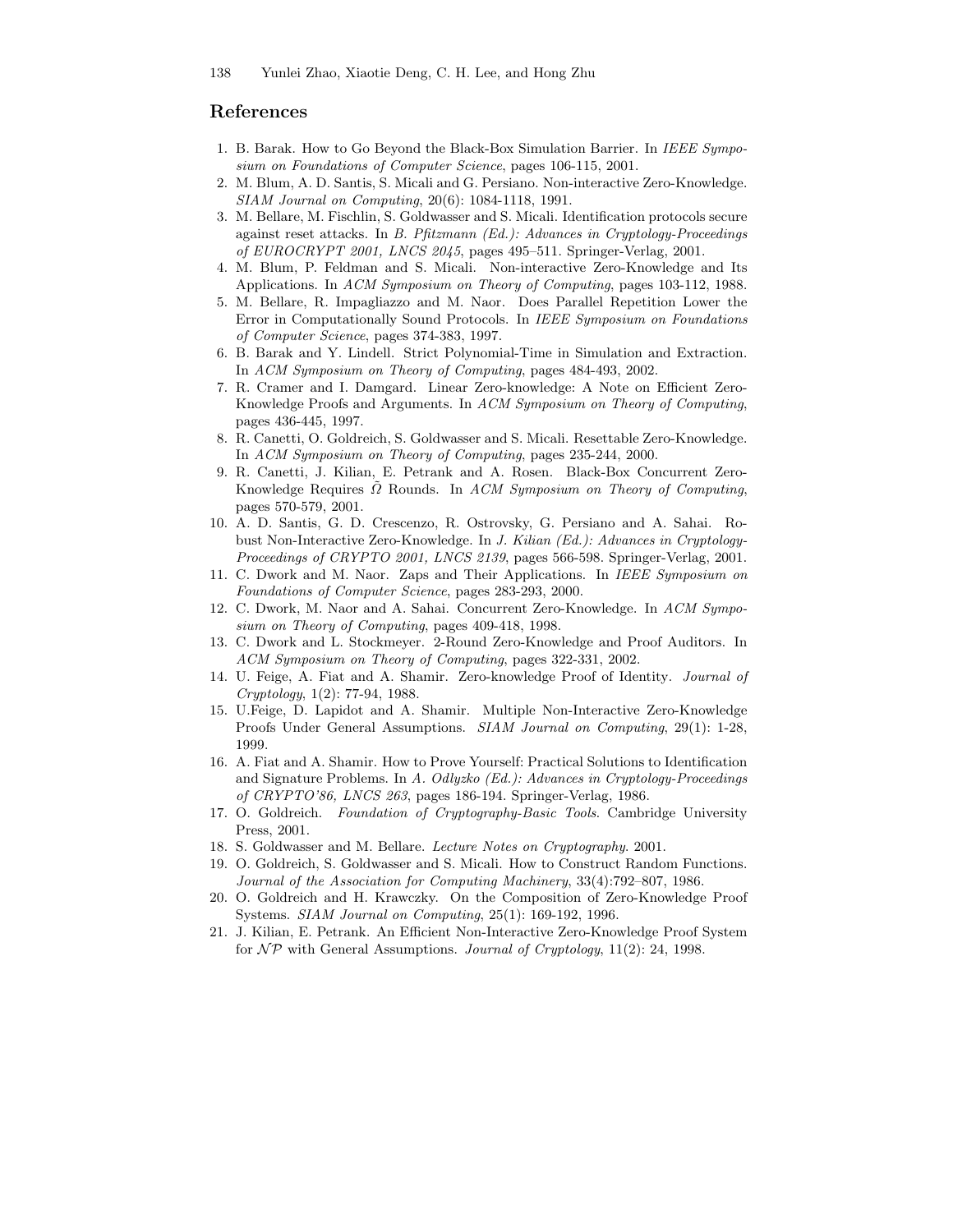## References

1. B. Barak. How to Go Beyond the Black-Box Simulation Barrier. In *IEEE Symposium on Foundations of Computer Science*, pages 106-115, 2001.
2. M. Blum, A. D. Santis, S. Micali and G. Persiano. Non-interactive Zero-Knowledge. *SIAM Journal on Computing*, 20(6): 1084-1118, 1991.
3. M. Bellare, M. Fischlin, S. Goldwasser and S. Micali. Identification protocols secure against reset attacks. In *B. Pfitzmann (Ed.): Advances in Cryptology-Proceedings of EUROCRYPT 2001, LNCS 2045*, pages 495–511. Springer-Verlag, 2001.
4. M. Blum, P. Feldman and S. Micali. Non-interactive Zero-Knowledge and Its Applications. In *ACM Symposium on Theory of Computing*, pages 103-112, 1988.
5. M. Bellare, R. Impagliazzo and M. Naor. Does Parallel Repetition Lower the Error in Computationally Sound Protocols. In *IEEE Symposium on Foundations of Computer Science*, pages 374-383, 1997.
6. B. Barak and Y. Lindell. Strict Polynomial-Time in Simulation and Extraction. In *ACM Symposium on Theory of Computing*, pages 484-493, 2002.
7. R. Cramer and I. Damgard. Linear Zero-knowledge: A Note on Efficient Zero-Knowledge Proofs and Arguments. In *ACM Symposium on Theory of Computing*, pages 436-445, 1997.
8. R. Canetti, O. Goldreich, S. Goldwasser and S. Micali. Resettable Zero-Knowledge. In *ACM Symposium on Theory of Computing*, pages 235-244, 2000.
9. R. Canetti, J. Kilian, E. Petrank and A. Rosen. Black-Box Concurrent Zero-Knowledge Requires $\tilde{\Omega}$ Rounds. In *ACM Symposium on Theory of Computing*, pages 570-579, 2001.
10. A. D. Santis, G. D. Crescenzo, R. Ostrovsky, G. Persiano and A. Sahai. Robust Non-Interactive Zero-Knowledge. In *J. Kilian (Ed.): Advances in Cryptology-Proceedings of CRYPTO 2001, LNCS 2139*, pages 566-598. Springer-Verlag, 2001.
11. C. Dwork and M. Naor. Zaps and Their Applications. In *IEEE Symposium on Foundations of Computer Science*, pages 283-293, 2000.
12. C. Dwork, M. Naor and A. Sahai. Concurrent Zero-Knowledge. In *ACM Symposium on Theory of Computing*, pages 409-418, 1998.
13. C. Dwork and L. Stockmeyer. 2-Round Zero-Knowledge and Proof Auditors. In *ACM Symposium on Theory of Computing*, pages 322-331, 2002.
14. U. Feige, A. Fiat and A. Shamir. Zero-knowledge Proof of Identity. *Journal of Cryptology*, 1(2): 77-94, 1988.
15. U.Feige, D. Lapidot and A. Shamir. Multiple Non-Interactive Zero-Knowledge Proofs Under General Assumptions. *SIAM Journal on Computing*, 29(1): 1-28, 1999.
16. A. Fiat and A. Shamir. How to Prove Yourself: Practical Solutions to Identification and Signature Problems. In *A. Odlyzko (Ed.): Advances in Cryptology-Proceedings of CRYPTO'86, LNCS 263*, pages 186-194. Springer-Verlag, 1986.
17. O. Goldreich. *Foundation of Cryptography-Basic Tools*. Cambridge University Press, 2001.
18. S. Goldwasser and M. Bellare. *Lecture Notes on Cryptography*. 2001.
19. O. Goldreich, S. Goldwasser and S. Micali. How to Construct Random Functions. *Journal of the Association for Computing Machinery*, 33(4):792–807, 1986.
20. O. Goldreich and H. Krawczky. On the Composition of Zero-Knowledge Proof Systems. *SIAM Journal on Computing*, 25(1): 169-192, 1996.
21. J. Kilian, E. Petrank. An Efficient Non-Interactive Zero-Knowledge Proof System for $\mathcal{NP}$ with General Assumptions. *Journal of Cryptology*, 11(2): 24, 1998.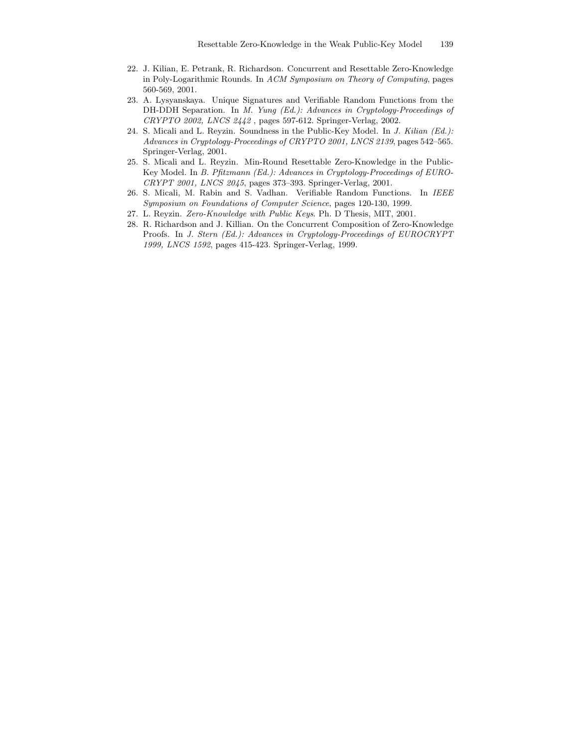22. J. Kilian, E. Petrank, R. Richardson. Concurrent and Resettable Zero-Knowledge in Poly-Logarithmic Rounds. In *ACM Symposium on Theory of Computing*, pages 560-569, 2001.
23. A. Lysyanskaya. Unique Signatures and Verifiable Random Functions from the DH-DDH Separation. In *M. Yung (Ed.): Advances in Cryptology-Proceedings of CRYPTO 2002, LNCS 2442* , pages 597-612. Springer-Verlag, 2002.
24. S. Micali and L. Reyzin. Soundness in the Public-Key Model. In *J. Kilian (Ed.): Advances in Cryptology-Proceedings of CRYPTO 2001, LNCS 2139*, pages 542–565. Springer-Verlag, 2001.
25. S. Micali and L. Reyzin. Min-Round Resettable Zero-Knowledge in the Public-Key Model. In *B. Pfitzmann (Ed.): Advances in Cryptology-Proceedings of EUROCRYPT 2001, LNCS 2045*, pages 373–393. Springer-Verlag, 2001.
26. S. Micali, M. Rabin and S. Vadhan. Verifiable Random Functions. In *IEEE Symposium on Foundations of Computer Science*, pages 120-130, 1999.
27. L. Reyzin. *Zero-Knowledge with Public Keys*. Ph. D Thesis, MIT, 2001.
28. R. Richardson and J. Killian. On the Concurrent Composition of Zero-Knowledge Proofs. In *J. Stern (Ed.): Advances in Cryptology-Proceedings of EUROCRYPT 1999, LNCS 1592*, pages 415-423. Springer-Verlag, 1999.